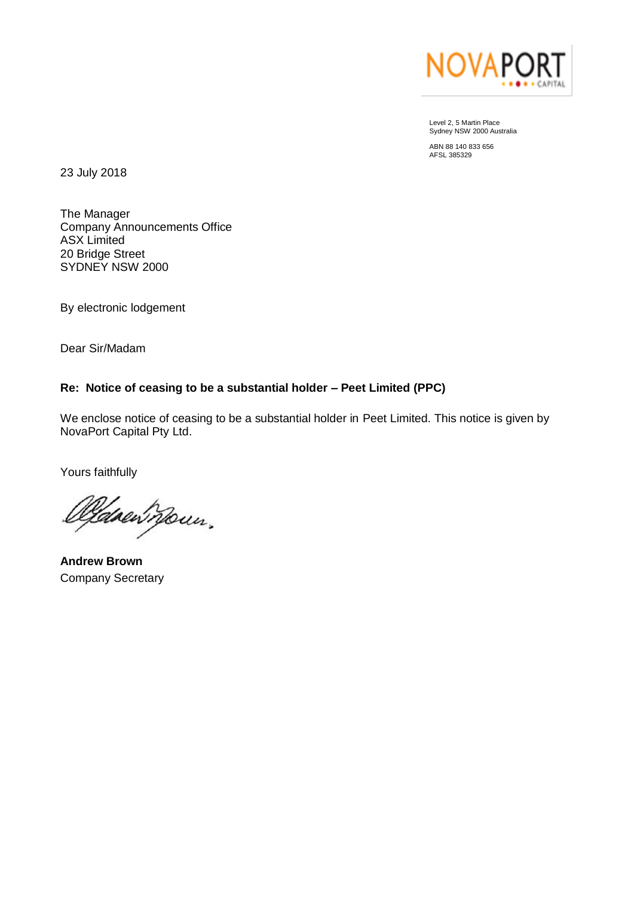NOVAPORT CAPITAL

Level 2, 5 Martin Place
Sydney NSW 2000 Australia

ABN 88 140 833 656
AFSL 385329

23 July 2018

The Manager
Company Announcements Office
ASX Limited
20 Bridge Street
SYDNEY NSW 2000

By electronic lodgement

Dear Sir/Madam

**Re: Notice of ceasing to be a substantial holder – Peet Limited (PPC)**

We enclose notice of ceasing to be a substantial holder in Peet Limited. This notice is given by NovaPort Capital Pty Ltd.

Yours faithfully

**Andrew Brown**
Company Secretary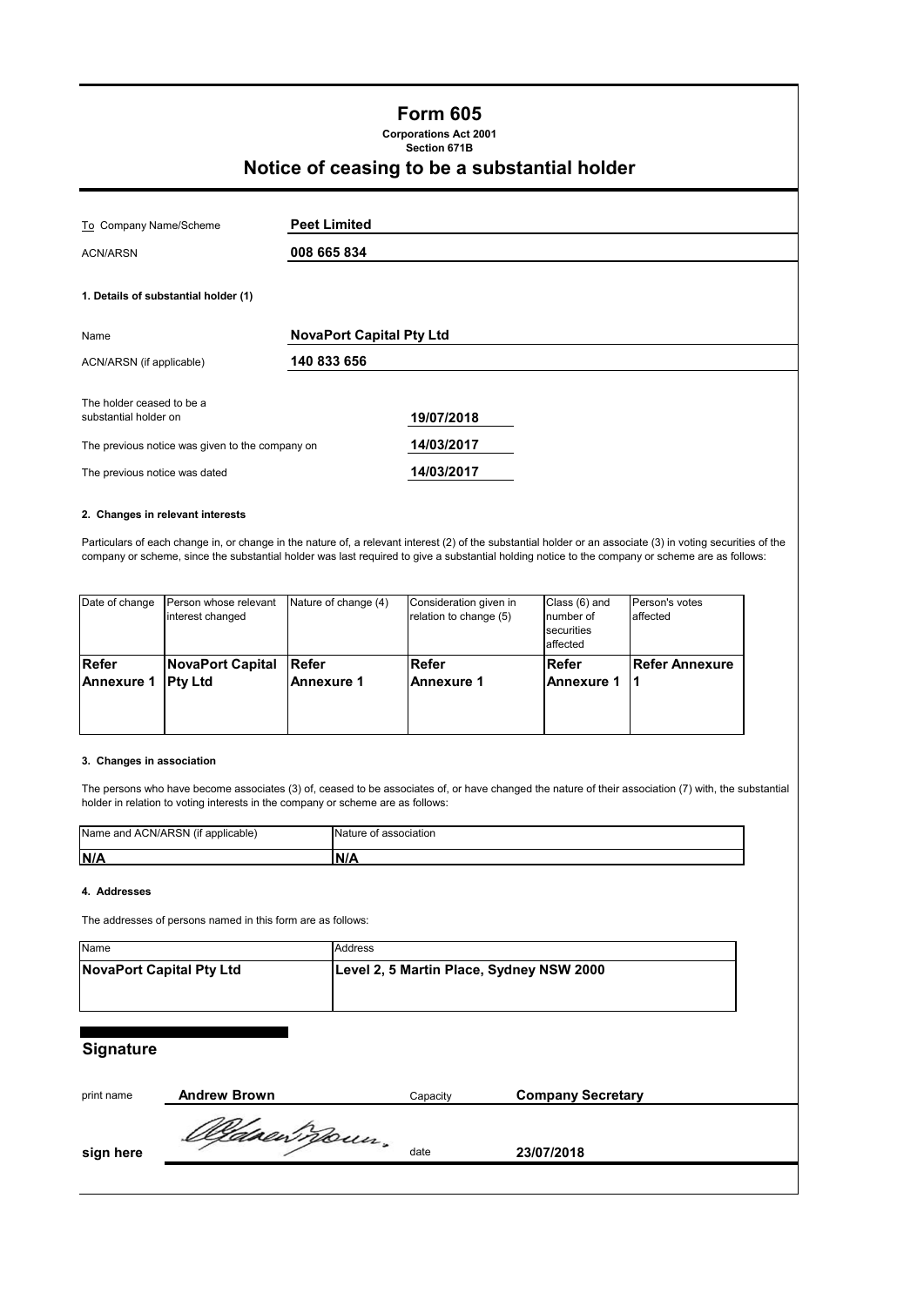# Form 605

**Corporations Act 2001**
**Section 671B**

## Notice of ceasing to be a substantial holder

| | |
|---|---|
| To Company Name/Scheme | **Peet Limited** |
| ACN/ARSN | **008 665 834** |

### 1. Details of substantial holder (1)

| | |
|---|---|
| Name | **NovaPort Capital Pty Ltd** |
| ACN/ARSN (if applicable) | **140 833 656** |

| | |
|---|---|
| The holder ceased to be a substantial holder on | **19/07/2018** |
| The previous notice was given to the company on | **14/03/2017** |
| The previous notice was dated | **14/03/2017** |

### 2. Changes in relevant interests

Particulars of each change in, or change in the nature of, a relevant interest (2) of the substantial holder or an associate (3) in voting securities of the company or scheme, since the substantial holder was last required to give a substantial holding notice to the company or scheme are as follows:

| Date of change | Person whose relevant interest changed | Nature of change (4) | Consideration given in relation to change (5) | Class (6) and number of securities affected | Person's votes affected |
|---|---|---|---|---|---|
| **Refer Annexure 1** | **NovaPort Capital Pty Ltd** | **Refer Annexure 1** | **Refer Annexure 1** | **Refer Annexure 1** | **Refer Annexure 1** |

### 3. Changes in association

The persons who have become associates (3) of, ceased to be associates of, or have changed the nature of their association (7) with, the substantial holder in relation to voting interests in the company or scheme are as follows:

| Name and ACN/ARSN (if applicable) | Nature of association |
|---|---|
| **N/A** | **N/A** |

### 4. Addresses

The addresses of persons named in this form are as follows:

| Name | Address |
|---|---|
| **NovaPort Capital Pty Ltd** | **Level 2, 5 Martin Place, Sydney NSW 2000** |

## Signature

| | | | |
|---|---|---|---|
| print name | **Andrew Brown** | Capacity | **Company Secretary** |
| **sign here** | | date | **23/07/2018** |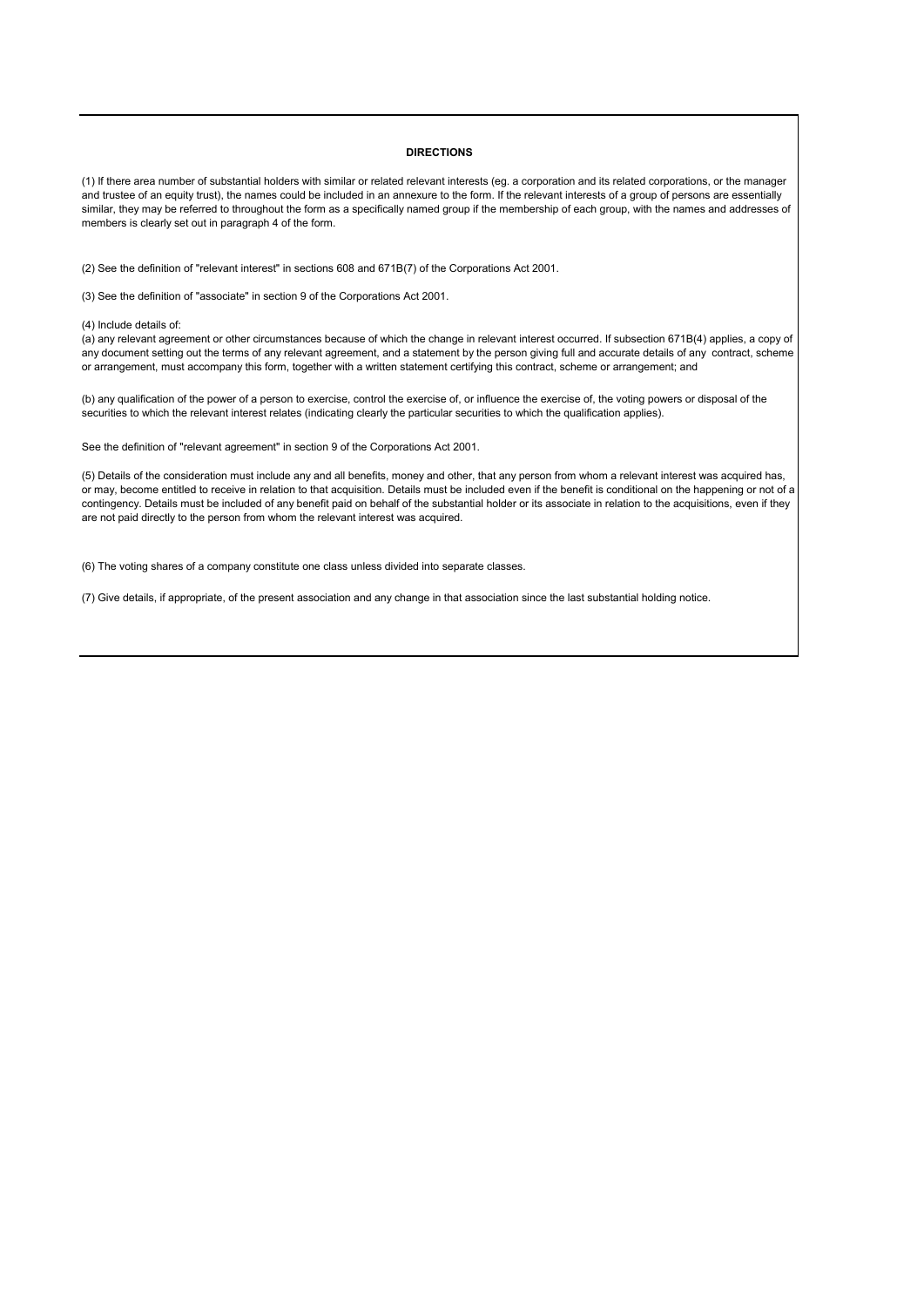**DIRECTIONS**

(1) If there area number of substantial holders with similar or related relevant interests (eg. a corporation and its related corporations, or the manager and trustee of an equity trust), the names could be included in an annexure to the form. If the relevant interests of a group of persons are essentially similar, they may be referred to throughout the form as a specifically named group if the membership of each group, with the names and addresses of members is clearly set out in paragraph 4 of the form.

(2) See the definition of "relevant interest" in sections 608 and 671B(7) of the Corporations Act 2001.

(3) See the definition of "associate" in section 9 of the Corporations Act 2001.

(4) Include details of:

(a) any relevant agreement or other circumstances because of which the change in relevant interest occurred. If subsection 671B(4) applies, a copy of any document setting out the terms of any relevant agreement, and a statement by the person giving full and accurate details of any contract, scheme or arrangement, must accompany this form, together with a written statement certifying this contract, scheme or arrangement; and

(b) any qualification of the power of a person to exercise, control the exercise of, or influence the exercise of, the voting powers or disposal of the securities to which the relevant interest relates (indicating clearly the particular securities to which the qualification applies).

See the definition of "relevant agreement" in section 9 of the Corporations Act 2001.

(5) Details of the consideration must include any and all benefits, money and other, that any person from whom a relevant interest was acquired has, or may, become entitled to receive in relation to that acquisition. Details must be included even if the benefit is conditional on the happening or not of a contingency. Details must be included of any benefit paid on behalf of the substantial holder or its associate in relation to the acquisitions, even if they are not paid directly to the person from whom the relevant interest was acquired.

(6) The voting shares of a company constitute one class unless divided into separate classes.

(7) Give details, if appropriate, of the present association and any change in that association since the last substantial holding notice.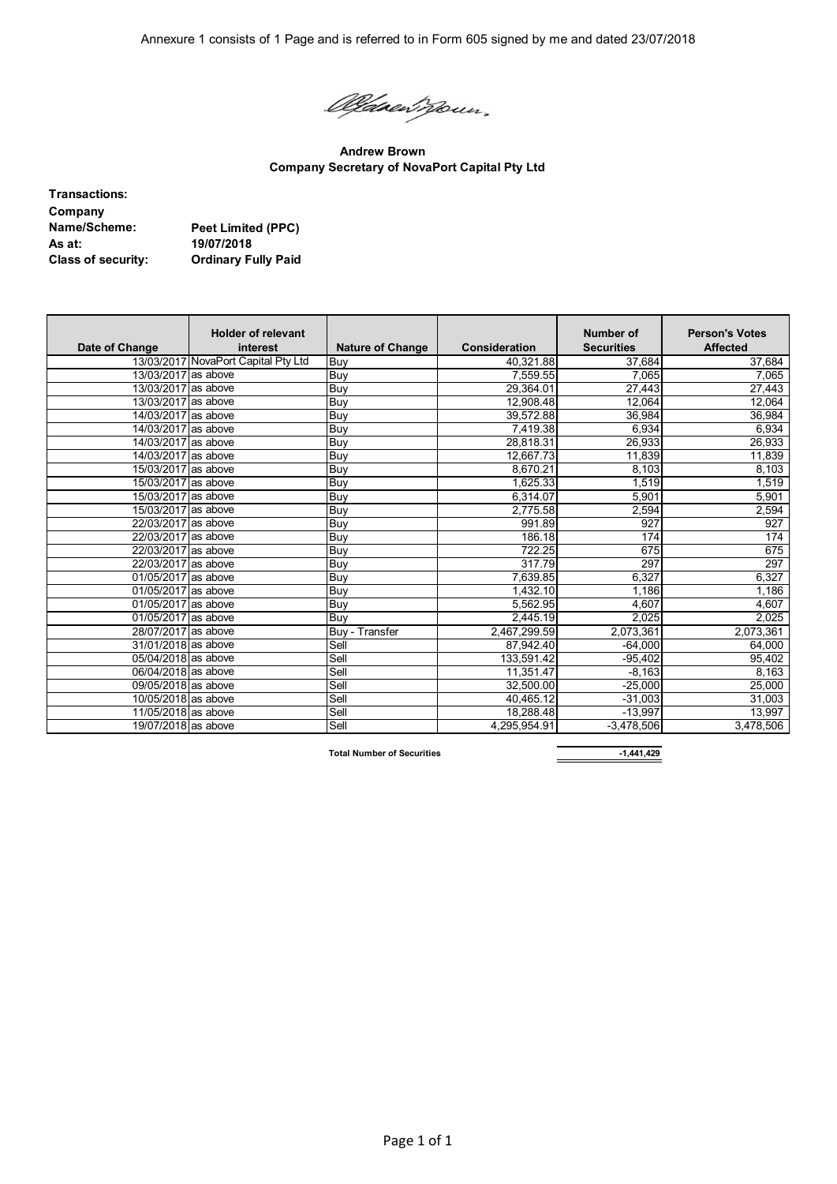Annexure 1 consists of 1 Page and is referred to in Form 605 signed by me and dated 23/07/2018

**Andrew Brown**
**Company Secretary of NovaPort Capital Pty Ltd**

**Transactions:**

| | |
|---|---|
| **Company Name/Scheme:** | **Peet Limited (PPC)** |
| **As at:** | **19/07/2018** |
| **Class of security:** | **Ordinary Fully Paid** |

| Date of Change | Holder of relevant interest | Nature of Change | Consideration | Number of Securities | Person's Votes Affected |
|---|---|---|---|---|---|
| 13/03/2017 | NovaPort Capital Pty Ltd | Buy | 40,321.88 | 37,684 | 37,684 |
| 13/03/2017 | as above | Buy | 7,559.55 | 7,065 | 7,065 |
| 13/03/2017 | as above | Buy | 29,364.01 | 27,443 | 27,443 |
| 13/03/2017 | as above | Buy | 12,908.48 | 12,064 | 12,064 |
| 14/03/2017 | as above | Buy | 39,572.88 | 36,984 | 36,984 |
| 14/03/2017 | as above | Buy | 7,419.38 | 6,934 | 6,934 |
| 14/03/2017 | as above | Buy | 28,818.31 | 26,933 | 26,933 |
| 14/03/2017 | as above | Buy | 12,667.73 | 11,839 | 11,839 |
| 15/03/2017 | as above | Buy | 8,670.21 | 8,103 | 8,103 |
| 15/03/2017 | as above | Buy | 1,625.33 | 1,519 | 1,519 |
| 15/03/2017 | as above | Buy | 6,314.07 | 5,901 | 5,901 |
| 15/03/2017 | as above | Buy | 2,775.58 | 2,594 | 2,594 |
| 22/03/2017 | as above | Buy | 991.89 | 927 | 927 |
| 22/03/2017 | as above | Buy | 186.18 | 174 | 174 |
| 22/03/2017 | as above | Buy | 722.25 | 675 | 675 |
| 22/03/2017 | as above | Buy | 317.79 | 297 | 297 |
| 01/05/2017 | as above | Buy | 7,639.85 | 6,327 | 6,327 |
| 01/05/2017 | as above | Buy | 1,432.10 | 1,186 | 1,186 |
| 01/05/2017 | as above | Buy | 5,562.95 | 4,607 | 4,607 |
| 01/05/2017 | as above | Buy | 2,445.19 | 2,025 | 2,025 |
| 28/07/2017 | as above | Buy - Transfer | 2,467,299.59 | 2,073,361 | 2,073,361 |
| 31/01/2018 | as above | Sell | 87,942.40 | -64,000 | 64,000 |
| 05/04/2018 | as above | Sell | 133,591.42 | -95,402 | 95,402 |
| 06/04/2018 | as above | Sell | 11,351.47 | -8,163 | 8,163 |
| 09/05/2018 | as above | Sell | 32,500.00 | -25,000 | 25,000 |
| 10/05/2018 | as above | Sell | 40,465.12 | -31,003 | 31,003 |
| 11/05/2018 | as above | Sell | 18,288.48 | -13,997 | 13,997 |
| 19/07/2018 | as above | Sell | 4,295,954.91 | -3,478,506 | 3,478,506 |

**Total Number of Securities** **-1,441,429**